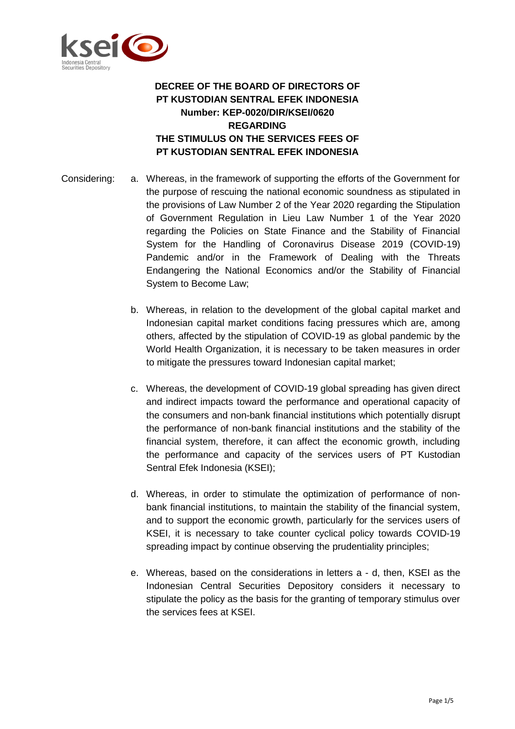# DECREE OF THE BOARD OF DIRECTORS OF PT KUSTODIAN SENTRAL EFEK INDONESIA
## Number: KEP-0020/DIR/KSEI/0620
## REGARDING
## THE STIMULUS ON THE SERVICES FEES OF PT KUSTODIAN SENTRAL EFEK INDONESIA

Considering:

a. Whereas, in the framework of supporting the efforts of the Government for the purpose of rescuing the national economic soundness as stipulated in the provisions of Law Number 2 of the Year 2020 regarding the Stipulation of Government Regulation in Lieu Law Number 1 of the Year 2020 regarding the Policies on State Finance and the Stability of Financial System for the Handling of Coronavirus Disease 2019 (COVID-19) Pandemic and/or in the Framework of Dealing with the Threats Endangering the National Economics and/or the Stability of Financial System to Become Law;

b. Whereas, in relation to the development of the global capital market and Indonesian capital market conditions facing pressures which are, among others, affected by the stipulation of COVID-19 as global pandemic by the World Health Organization, it is necessary to be taken measures in order to mitigate the pressures toward Indonesian capital market;

c. Whereas, the development of COVID-19 global spreading has given direct and indirect impacts toward the performance and operational capacity of the consumers and non-bank financial institutions which potentially disrupt the performance of non-bank financial institutions and the stability of the financial system, therefore, it can affect the economic growth, including the performance and capacity of the services users of PT Kustodian Sentral Efek Indonesia (KSEI);

d. Whereas, in order to stimulate the optimization of performance of non-bank financial institutions, to maintain the stability of the financial system, and to support the economic growth, particularly for the services users of KSEI, it is necessary to take counter cyclical policy towards COVID-19 spreading impact by continue observing the prudentiality principles;

e. Whereas, based on the considerations in letters a - d, then, KSEI as the Indonesian Central Securities Depository considers it necessary to stipulate the policy as the basis for the granting of temporary stimulus over the services fees at KSEI.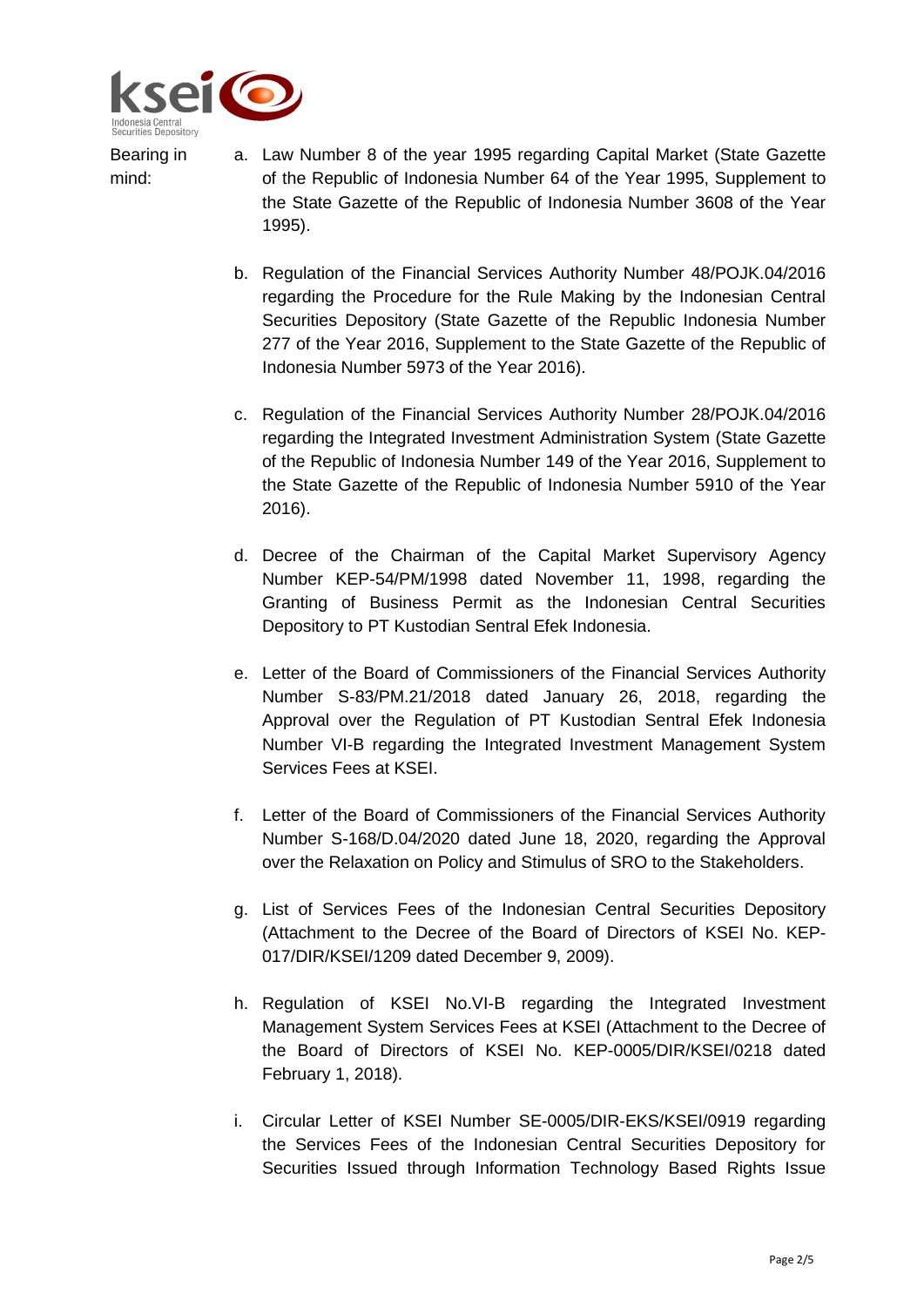Bearing in mind:

a. Law Number 8 of the year 1995 regarding Capital Market (State Gazette of the Republic of Indonesia Number 64 of the Year 1995, Supplement to the State Gazette of the Republic of Indonesia Number 3608 of the Year 1995).

b. Regulation of the Financial Services Authority Number 48/POJK.04/2016 regarding the Procedure for the Rule Making by the Indonesian Central Securities Depository (State Gazette of the Republic Indonesia Number 277 of the Year 2016, Supplement to the State Gazette of the Republic of Indonesia Number 5973 of the Year 2016).

c. Regulation of the Financial Services Authority Number 28/POJK.04/2016 regarding the Integrated Investment Administration System (State Gazette of the Republic of Indonesia Number 149 of the Year 2016, Supplement to the State Gazette of the Republic of Indonesia Number 5910 of the Year 2016).

d. Decree of the Chairman of the Capital Market Supervisory Agency Number KEP-54/PM/1998 dated November 11, 1998, regarding the Granting of Business Permit as the Indonesian Central Securities Depository to PT Kustodian Sentral Efek Indonesia.

e. Letter of the Board of Commissioners of the Financial Services Authority Number S-83/PM.21/2018 dated January 26, 2018, regarding the Approval over the Regulation of PT Kustodian Sentral Efek Indonesia Number VI-B regarding the Integrated Investment Management System Services Fees at KSEI.

f. Letter of the Board of Commissioners of the Financial Services Authority Number S-168/D.04/2020 dated June 18, 2020, regarding the Approval over the Relaxation on Policy and Stimulus of SRO to the Stakeholders.

g. List of Services Fees of the Indonesian Central Securities Depository (Attachment to the Decree of the Board of Directors of KSEI No. KEP-017/DIR/KSEI/1209 dated December 9, 2009).

h. Regulation of KSEI No.VI-B regarding the Integrated Investment Management System Services Fees at KSEI (Attachment to the Decree of the Board of Directors of KSEI No. KEP-0005/DIR/KSEI/0218 dated February 1, 2018).

i. Circular Letter of KSEI Number SE-0005/DIR-EKS/KSEI/0919 regarding the Services Fees of the Indonesian Central Securities Depository for Securities Issued through Information Technology Based Rights Issue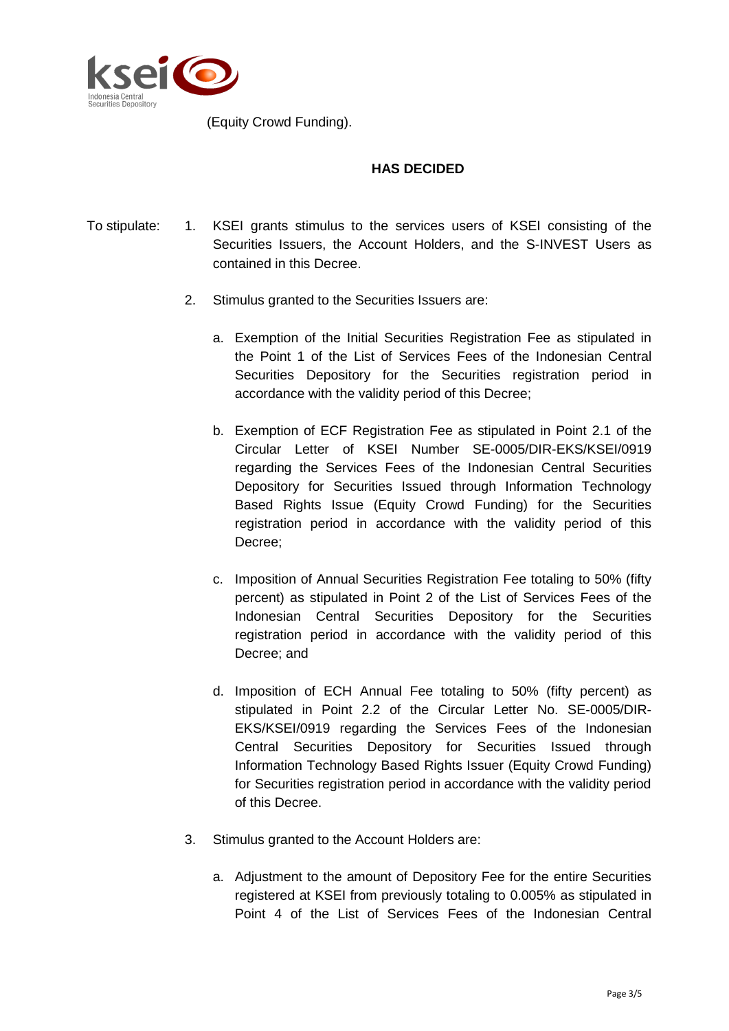(Equity Crowd Funding).

**HAS DECIDED**

To stipulate:

1. KSEI grants stimulus to the services users of KSEI consisting of the Securities Issuers, the Account Holders, and the S-INVEST Users as contained in this Decree.

2. Stimulus granted to the Securities Issuers are:

   a. Exemption of the Initial Securities Registration Fee as stipulated in the Point 1 of the List of Services Fees of the Indonesian Central Securities Depository for the Securities registration period in accordance with the validity period of this Decree;

   b. Exemption of ECF Registration Fee as stipulated in Point 2.1 of the Circular Letter of KSEI Number SE-0005/DIR-EKS/KSEI/0919 regarding the Services Fees of the Indonesian Central Securities Depository for Securities Issued through Information Technology Based Rights Issue (Equity Crowd Funding) for the Securities registration period in accordance with the validity period of this Decree;

   c. Imposition of Annual Securities Registration Fee totaling to 50% (fifty percent) as stipulated in Point 2 of the List of Services Fees of the Indonesian Central Securities Depository for the Securities registration period in accordance with the validity period of this Decree; and

   d. Imposition of ECH Annual Fee totaling to 50% (fifty percent) as stipulated in Point 2.2 of the Circular Letter No. SE-0005/DIR-EKS/KSEI/0919 regarding the Services Fees of the Indonesian Central Securities Depository for Securities Issued through Information Technology Based Rights Issuer (Equity Crowd Funding) for Securities registration period in accordance with the validity period of this Decree.

3. Stimulus granted to the Account Holders are:

   a. Adjustment to the amount of Depository Fee for the entire Securities registered at KSEI from previously totaling to 0.005% as stipulated in Point 4 of the List of Services Fees of the Indonesian Central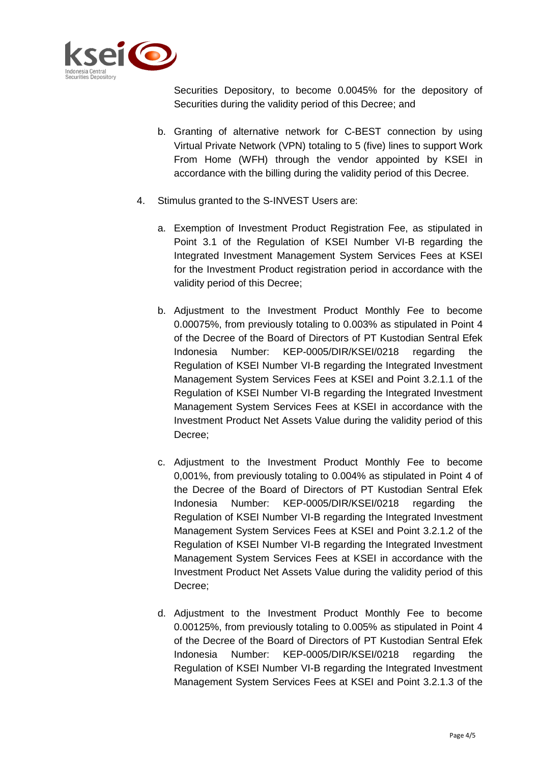Securities Depository, to become 0.0045% for the depository of Securities during the validity period of this Decree; and

b. Granting of alternative network for C-BEST connection by using Virtual Private Network (VPN) totaling to 5 (five) lines to support Work From Home (WFH) through the vendor appointed by KSEI in accordance with the billing during the validity period of this Decree.

4. Stimulus granted to the S-INVEST Users are:

   a. Exemption of Investment Product Registration Fee, as stipulated in Point 3.1 of the Regulation of KSEI Number VI-B regarding the Integrated Investment Management System Services Fees at KSEI for the Investment Product registration period in accordance with the validity period of this Decree;

   b. Adjustment to the Investment Product Monthly Fee to become 0.00075%, from previously totaling to 0.003% as stipulated in Point 4 of the Decree of the Board of Directors of PT Kustodian Sentral Efek Indonesia Number: KEP-0005/DIR/KSEI/0218 regarding the Regulation of KSEI Number VI-B regarding the Integrated Investment Management System Services Fees at KSEI and Point 3.2.1.1 of the Regulation of KSEI Number VI-B regarding the Integrated Investment Management System Services Fees at KSEI in accordance with the Investment Product Net Assets Value during the validity period of this Decree;

   c. Adjustment to the Investment Product Monthly Fee to become 0,001%, from previously totaling to 0.004% as stipulated in Point 4 of the Decree of the Board of Directors of PT Kustodian Sentral Efek Indonesia Number: KEP-0005/DIR/KSEI/0218 regarding the Regulation of KSEI Number VI-B regarding the Integrated Investment Management System Services Fees at KSEI and Point 3.2.1.2 of the Regulation of KSEI Number VI-B regarding the Integrated Investment Management System Services Fees at KSEI in accordance with the Investment Product Net Assets Value during the validity period of this Decree;

   d. Adjustment to the Investment Product Monthly Fee to become 0.00125%, from previously totaling to 0.005% as stipulated in Point 4 of the Decree of the Board of Directors of PT Kustodian Sentral Efek Indonesia Number: KEP-0005/DIR/KSEI/0218 regarding the Regulation of KSEI Number VI-B regarding the Integrated Investment Management System Services Fees at KSEI and Point 3.2.1.3 of the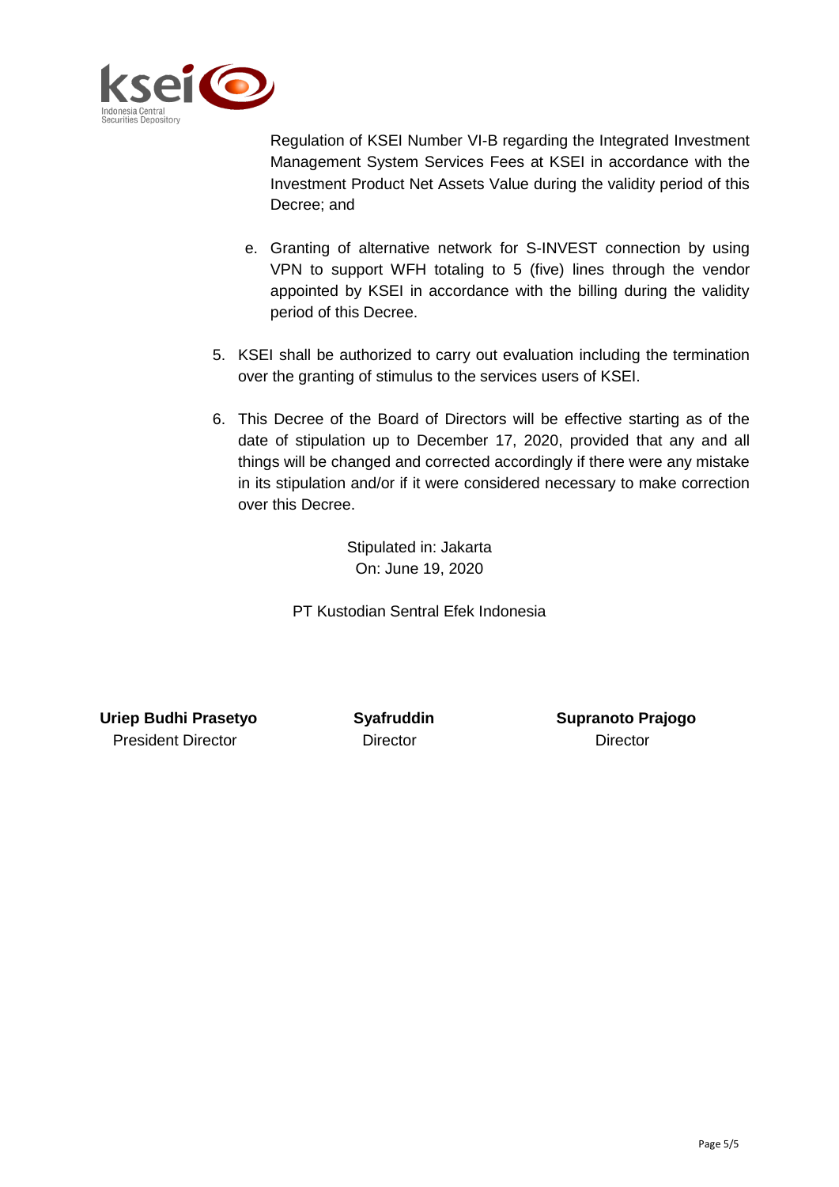Regulation of KSEI Number VI-B regarding the Integrated Investment Management System Services Fees at KSEI in accordance with the Investment Product Net Assets Value during the validity period of this Decree; and

e. Granting of alternative network for S-INVEST connection by using VPN to support WFH totaling to 5 (five) lines through the vendor appointed by KSEI in accordance with the billing during the validity period of this Decree.

5. KSEI shall be authorized to carry out evaluation including the termination over the granting of stimulus to the services users of KSEI.

6. This Decree of the Board of Directors will be effective starting as of the date of stipulation up to December 17, 2020, provided that any and all things will be changed and corrected accordingly if there were any mistake in its stipulation and/or if it were considered necessary to make correction over this Decree.

Stipulated in: Jakarta
On: June 19, 2020

PT Kustodian Sentral Efek Indonesia

**Uriep Budhi Prasetyo**
President Director

**Syafruddin**
Director

**Supranoto Prajogo**
Director